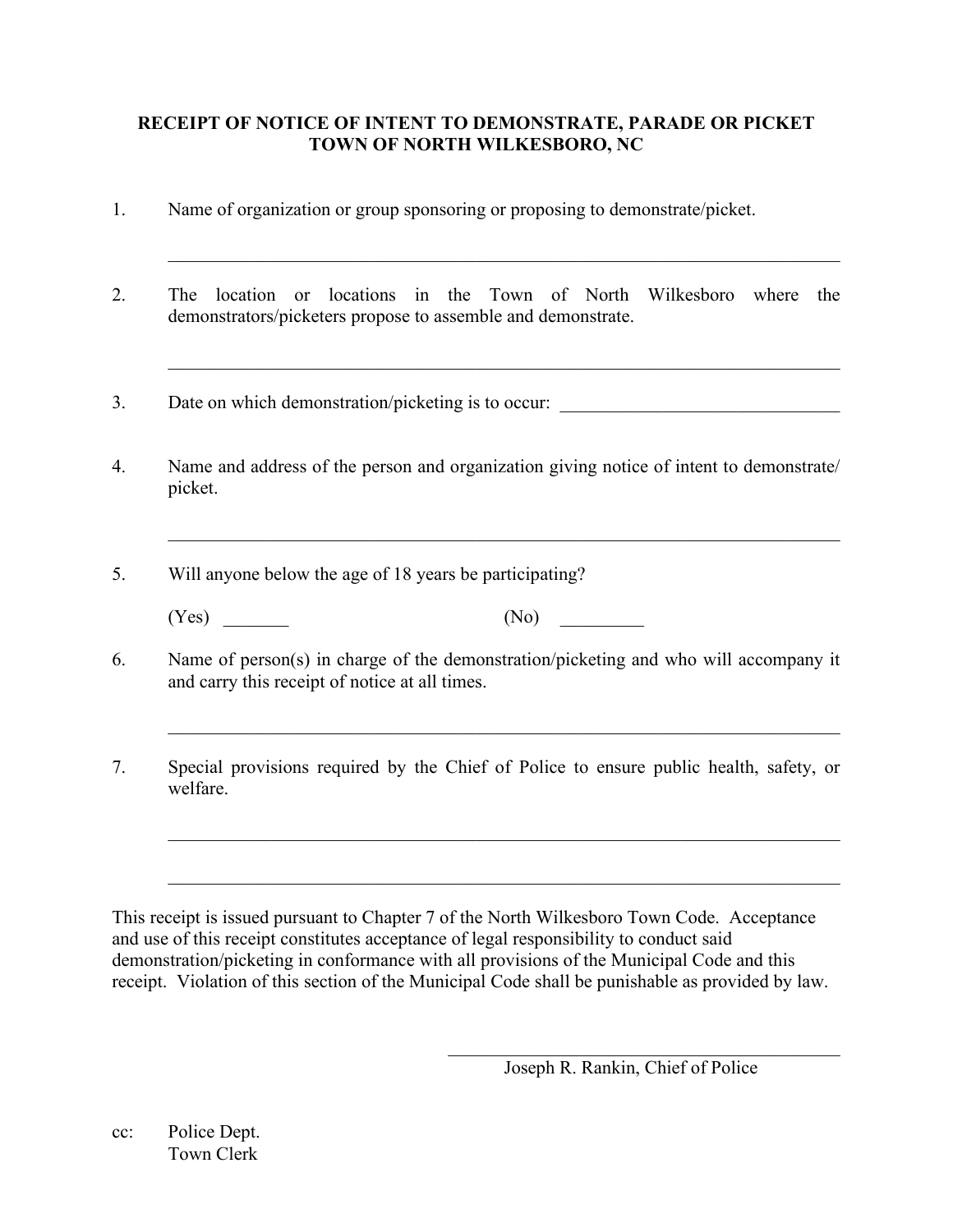# RECEIPT OF NOTICE OF INTENT TO DEMONSTRATE, PARADE OR PICKET
## TOWN OF NORTH WILKESBORO, NC

1. Name of organization or group sponsoring or proposing to demonstrate/picket.

   ______________________________________________________________________

2. The location or locations in the Town of North Wilkesboro where the demonstrators/picketers propose to assemble and demonstrate.

   ______________________________________________________________________

3. Date on which demonstration/picketing is to occur: ______________________________

4. Name and address of the person and organization giving notice of intent to demonstrate/ picket.

   ______________________________________________________________________

5. Will anyone below the age of 18 years be participating?

   (Yes) _______ (No) _________

6. Name of person(s) in charge of the demonstration/picketing and who will accompany it and carry this receipt of notice at all times.

   ______________________________________________________________________

7. Special provisions required by the Chief of Police to ensure public health, safety, or welfare.

   ______________________________________________________________________

   ______________________________________________________________________

This receipt is issued pursuant to Chapter 7 of the North Wilkesboro Town Code. Acceptance and use of this receipt constitutes acceptance of legal responsibility to conduct said demonstration/picketing in conformance with all provisions of the Municipal Code and this receipt. Violation of this section of the Municipal Code shall be punishable as provided by law.

______________________________________________
Joseph R. Rankin, Chief of Police

cc: Police Dept.
Town Clerk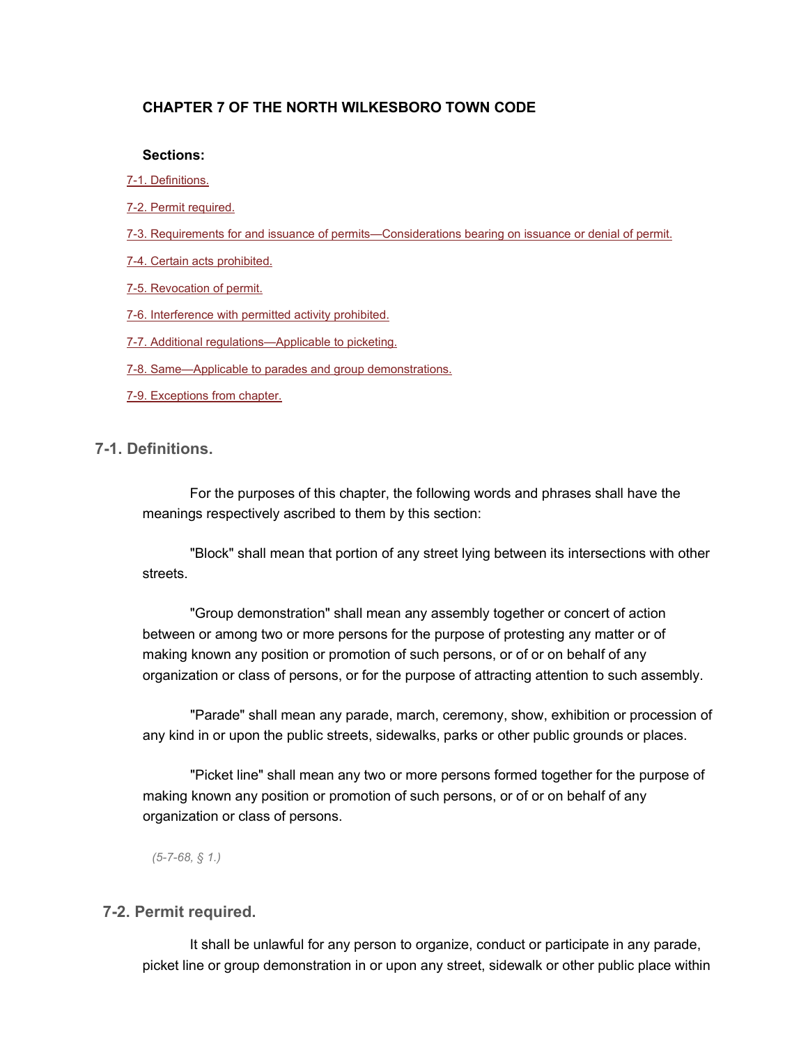**CHAPTER 7 OF THE NORTH WILKESBORO TOWN CODE**

**Sections:**

7-1. Definitions.

7-2. Permit required.

7-3. Requirements for and issuance of permits—Considerations bearing on issuance or denial of permit.

7-4. Certain acts prohibited.

7-5. Revocation of permit.

7-6. Interference with permitted activity prohibited.

7-7. Additional regulations—Applicable to picketing.

7-8. Same—Applicable to parades and group demonstrations.

7-9. Exceptions from chapter.

## 7-1. Definitions.

For the purposes of this chapter, the following words and phrases shall have the meanings respectively ascribed to them by this section:

"Block" shall mean that portion of any street lying between its intersections with other streets.

"Group demonstration" shall mean any assembly together or concert of action between or among two or more persons for the purpose of protesting any matter or of making known any position or promotion of such persons, or of or on behalf of any organization or class of persons, or for the purpose of attracting attention to such assembly.

"Parade" shall mean any parade, march, ceremony, show, exhibition or procession of any kind in or upon the public streets, sidewalks, parks or other public grounds or places.

"Picket line" shall mean any two or more persons formed together for the purpose of making known any position or promotion of such persons, or of or on behalf of any organization or class of persons.

*(5-7-68, § 1.)*

## 7-2. Permit required.

It shall be unlawful for any person to organize, conduct or participate in any parade, picket line or group demonstration in or upon any street, sidewalk or other public place within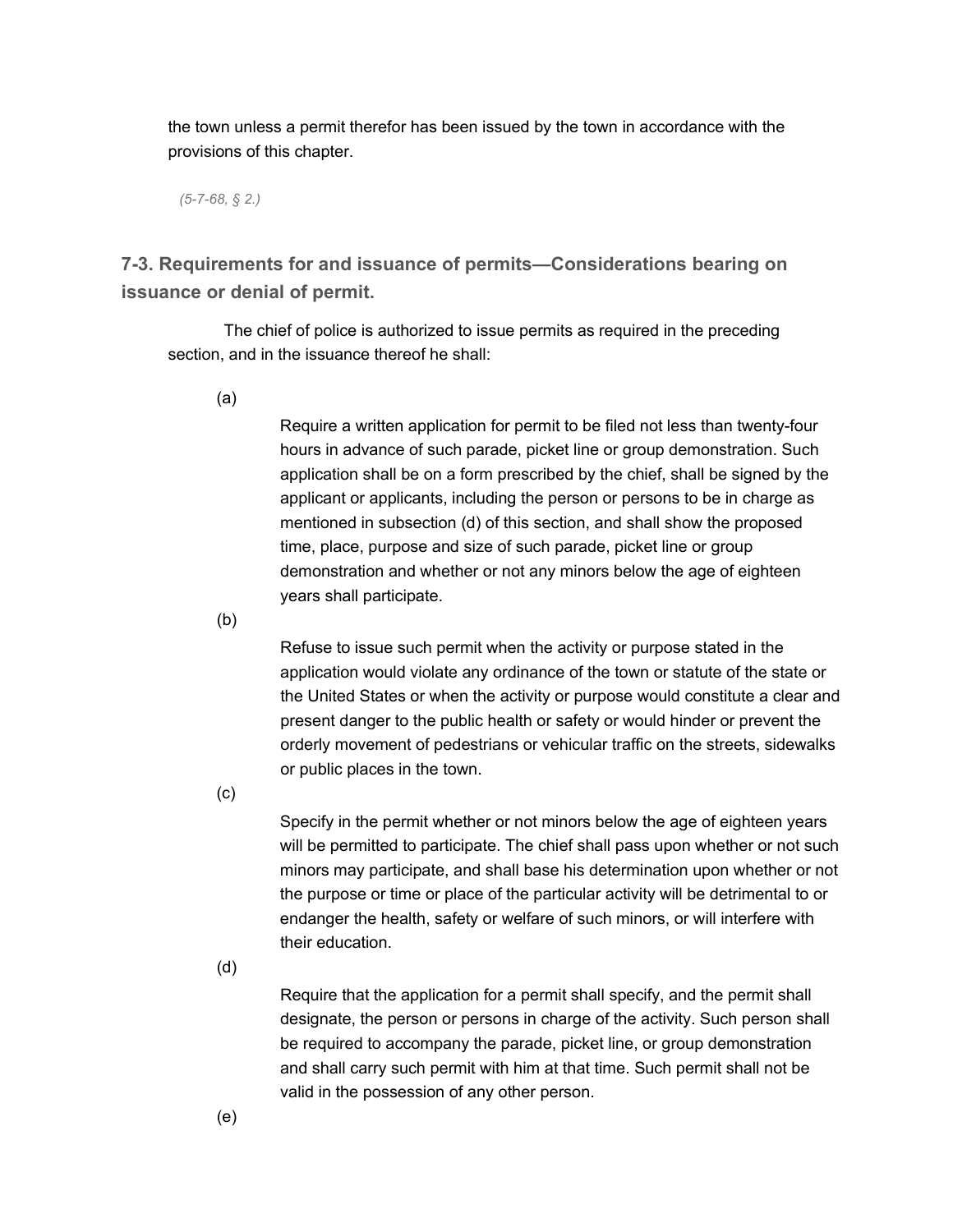the town unless a permit therefor has been issued by the town in accordance with the provisions of this chapter.

*(5-7-68, § 2.)*

## 7-3. Requirements for and issuance of permits—Considerations bearing on issuance or denial of permit.

The chief of police is authorized to issue permits as required in the preceding section, and in the issuance thereof he shall:

(a)

Require a written application for permit to be filed not less than twenty-four hours in advance of such parade, picket line or group demonstration. Such application shall be on a form prescribed by the chief, shall be signed by the applicant or applicants, including the person or persons to be in charge as mentioned in subsection (d) of this section, and shall show the proposed time, place, purpose and size of such parade, picket line or group demonstration and whether or not any minors below the age of eighteen years shall participate.

(b)

Refuse to issue such permit when the activity or purpose stated in the application would violate any ordinance of the town or statute of the state or the United States or when the activity or purpose would constitute a clear and present danger to the public health or safety or would hinder or prevent the orderly movement of pedestrians or vehicular traffic on the streets, sidewalks or public places in the town.

(c)

Specify in the permit whether or not minors below the age of eighteen years will be permitted to participate. The chief shall pass upon whether or not such minors may participate, and shall base his determination upon whether or not the purpose or time or place of the particular activity will be detrimental to or endanger the health, safety or welfare of such minors, or will interfere with their education.

(d)

Require that the application for a permit shall specify, and the permit shall designate, the person or persons in charge of the activity. Such person shall be required to accompany the parade, picket line, or group demonstration and shall carry such permit with him at that time. Such permit shall not be valid in the possession of any other person.

(e)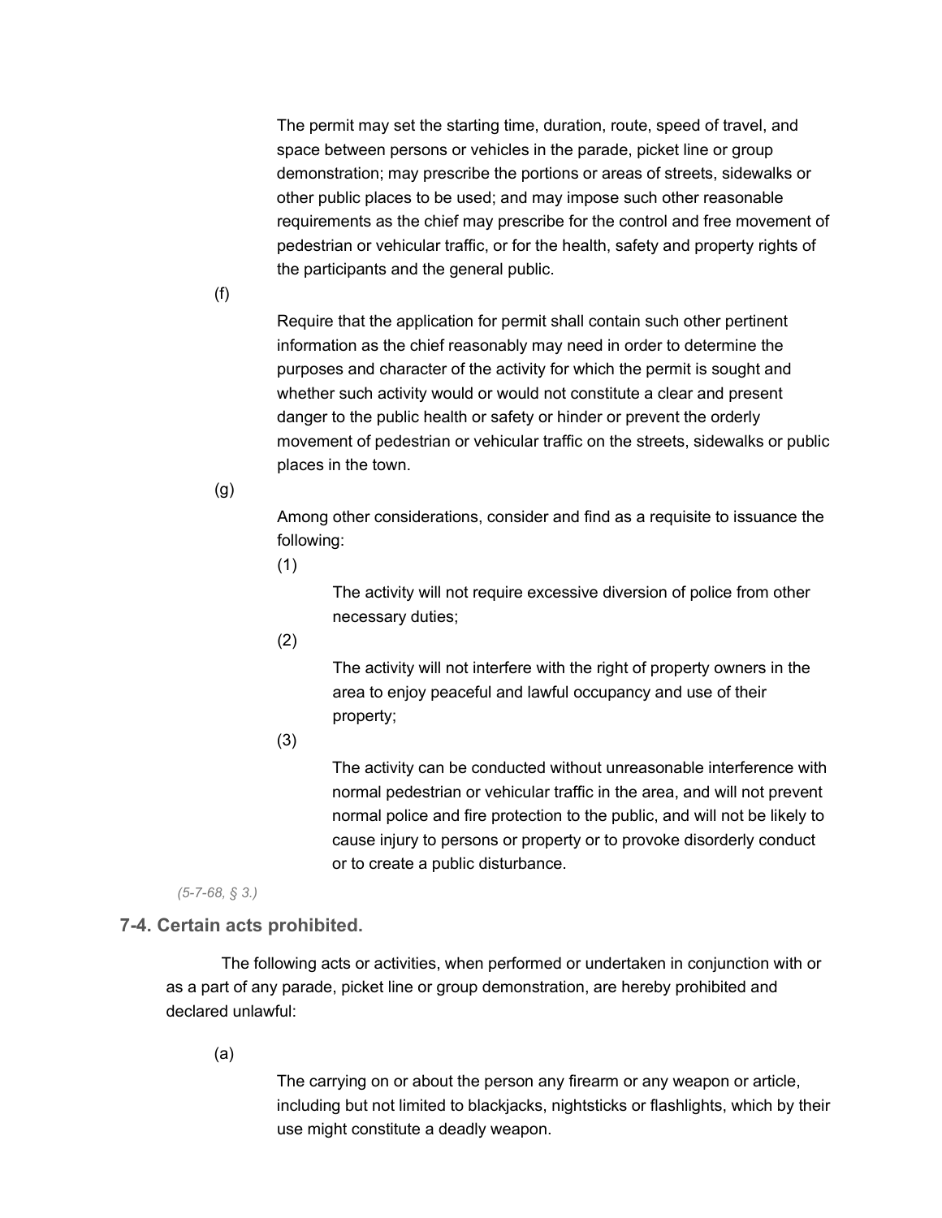The permit may set the starting time, duration, route, speed of travel, and space between persons or vehicles in the parade, picket line or group demonstration; may prescribe the portions or areas of streets, sidewalks or other public places to be used; and may impose such other reasonable requirements as the chief may prescribe for the control and free movement of pedestrian or vehicular traffic, or for the health, safety and property rights of the participants and the general public.

(f)

Require that the application for permit shall contain such other pertinent information as the chief reasonably may need in order to determine the purposes and character of the activity for which the permit is sought and whether such activity would or would not constitute a clear and present danger to the public health or safety or hinder or prevent the orderly movement of pedestrian or vehicular traffic on the streets, sidewalks or public places in the town.

(g)

Among other considerations, consider and find as a requisite to issuance the following:

(1)

The activity will not require excessive diversion of police from other necessary duties;

(2)

The activity will not interfere with the right of property owners in the area to enjoy peaceful and lawful occupancy and use of their property;

(3)

The activity can be conducted without unreasonable interference with normal pedestrian or vehicular traffic in the area, and will not prevent normal police and fire protection to the public, and will not be likely to cause injury to persons or property or to provoke disorderly conduct or to create a public disturbance.

*(5-7-68, § 3.)*

### 7-4. Certain acts prohibited.

The following acts or activities, when performed or undertaken in conjunction with or as a part of any parade, picket line or group demonstration, are hereby prohibited and declared unlawful:

(a)

The carrying on or about the person any firearm or any weapon or article, including but not limited to blackjacks, nightsticks or flashlights, which by their use might constitute a deadly weapon.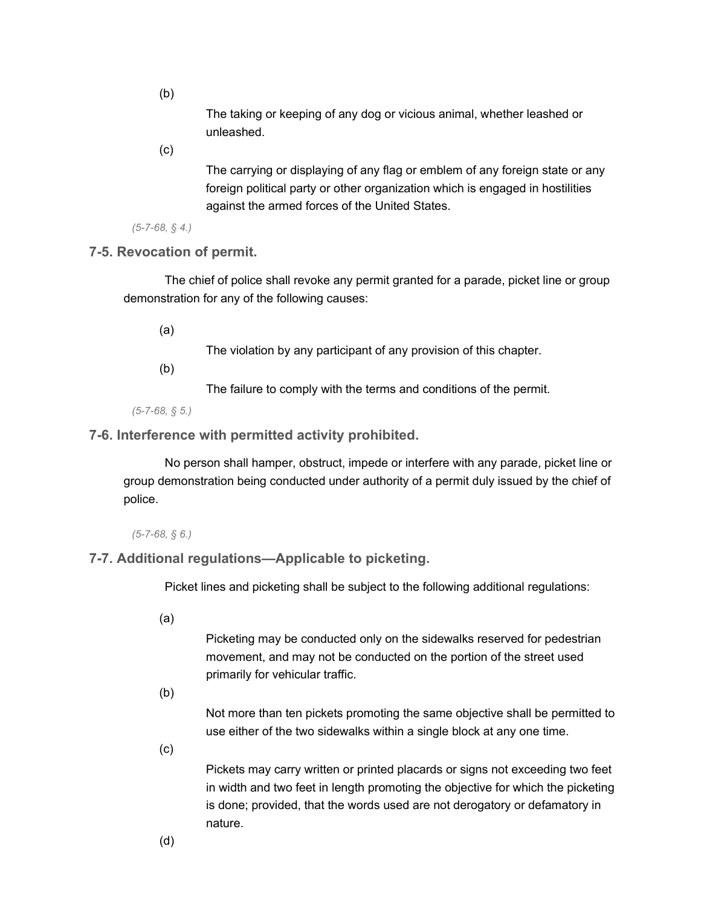(b)

The taking or keeping of any dog or vicious animal, whether leashed or unleashed.

(c)

The carrying or displaying of any flag or emblem of any foreign state or any foreign political party or other organization which is engaged in hostilities against the armed forces of the United States.

*(5-7-68, § 4.)*

### 7-5. Revocation of permit.

The chief of police shall revoke any permit granted for a parade, picket line or group demonstration for any of the following causes:

(a)

The violation by any participant of any provision of this chapter.

(b)

The failure to comply with the terms and conditions of the permit.

*(5-7-68, § 5.)*

### 7-6. Interference with permitted activity prohibited.

No person shall hamper, obstruct, impede or interfere with any parade, picket line or group demonstration being conducted under authority of a permit duly issued by the chief of police.

*(5-7-68, § 6.)*

### 7-7. Additional regulations—Applicable to picketing.

Picket lines and picketing shall be subject to the following additional regulations:

(a)

Picketing may be conducted only on the sidewalks reserved for pedestrian movement, and may not be conducted on the portion of the street used primarily for vehicular traffic.

(b)

Not more than ten pickets promoting the same objective shall be permitted to use either of the two sidewalks within a single block at any one time.

(c)

Pickets may carry written or printed placards or signs not exceeding two feet in width and two feet in length promoting the objective for which the picketing is done; provided, that the words used are not derogatory or defamatory in nature.

(d)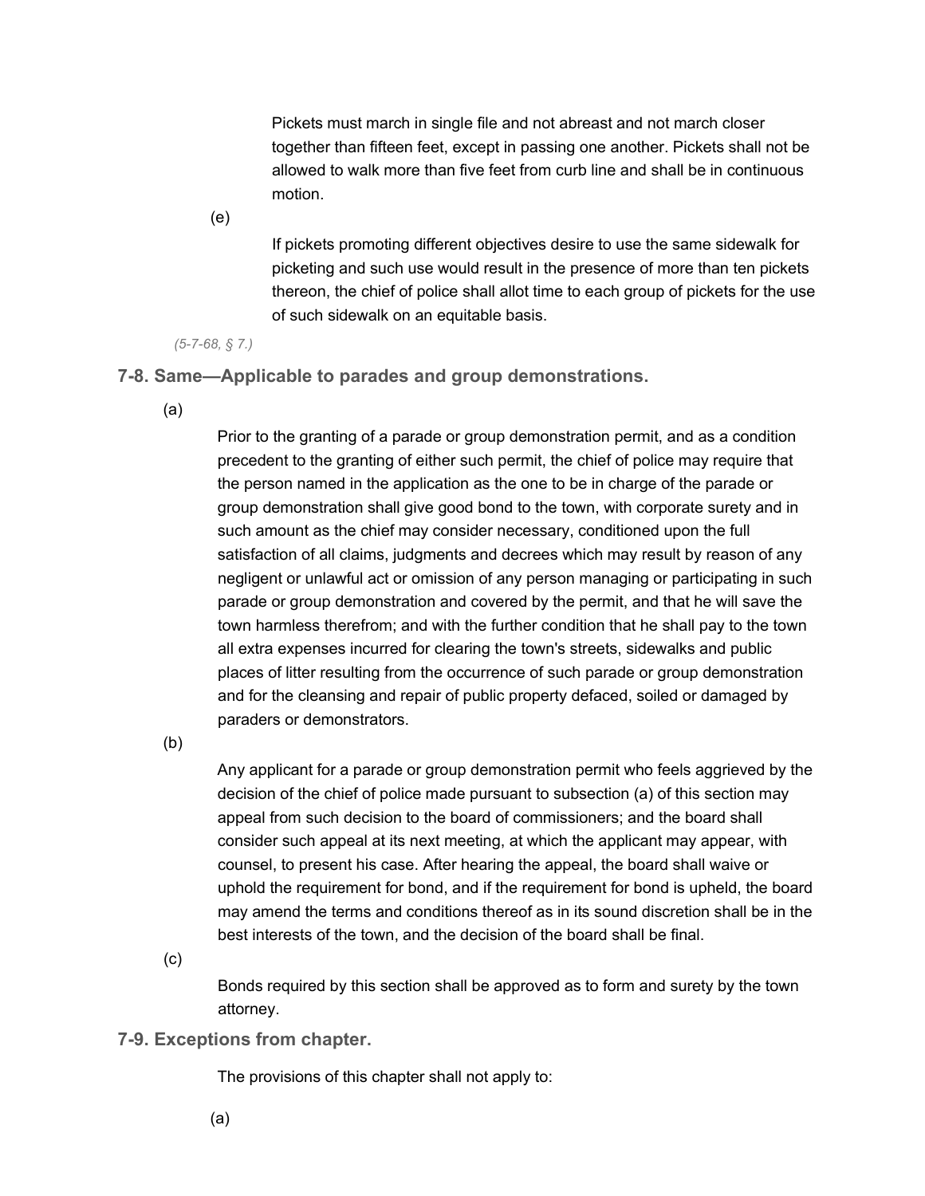Pickets must march in single file and not abreast and not march closer together than fifteen feet, except in passing one another. Pickets shall not be allowed to walk more than five feet from curb line and shall be in continuous motion.

(e)

If pickets promoting different objectives desire to use the same sidewalk for picketing and such use would result in the presence of more than ten pickets thereon, the chief of police shall allot time to each group of pickets for the use of such sidewalk on an equitable basis.

*(5-7-68, § 7.)*

### 7-8. Same—Applicable to parades and group demonstrations.

(a)

Prior to the granting of a parade or group demonstration permit, and as a condition precedent to the granting of either such permit, the chief of police may require that the person named in the application as the one to be in charge of the parade or group demonstration shall give good bond to the town, with corporate surety and in such amount as the chief may consider necessary, conditioned upon the full satisfaction of all claims, judgments and decrees which may result by reason of any negligent or unlawful act or omission of any person managing or participating in such parade or group demonstration and covered by the permit, and that he will save the town harmless therefrom; and with the further condition that he shall pay to the town all extra expenses incurred for clearing the town's streets, sidewalks and public places of litter resulting from the occurrence of such parade or group demonstration and for the cleansing and repair of public property defaced, soiled or damaged by paraders or demonstrators.

(b)

Any applicant for a parade or group demonstration permit who feels aggrieved by the decision of the chief of police made pursuant to subsection (a) of this section may appeal from such decision to the board of commissioners; and the board shall consider such appeal at its next meeting, at which the applicant may appear, with counsel, to present his case. After hearing the appeal, the board shall waive or uphold the requirement for bond, and if the requirement for bond is upheld, the board may amend the terms and conditions thereof as in its sound discretion shall be in the best interests of the town, and the decision of the board shall be final.

(c)

Bonds required by this section shall be approved as to form and surety by the town attorney.

### 7-9. Exceptions from chapter.

The provisions of this chapter shall not apply to:

(a)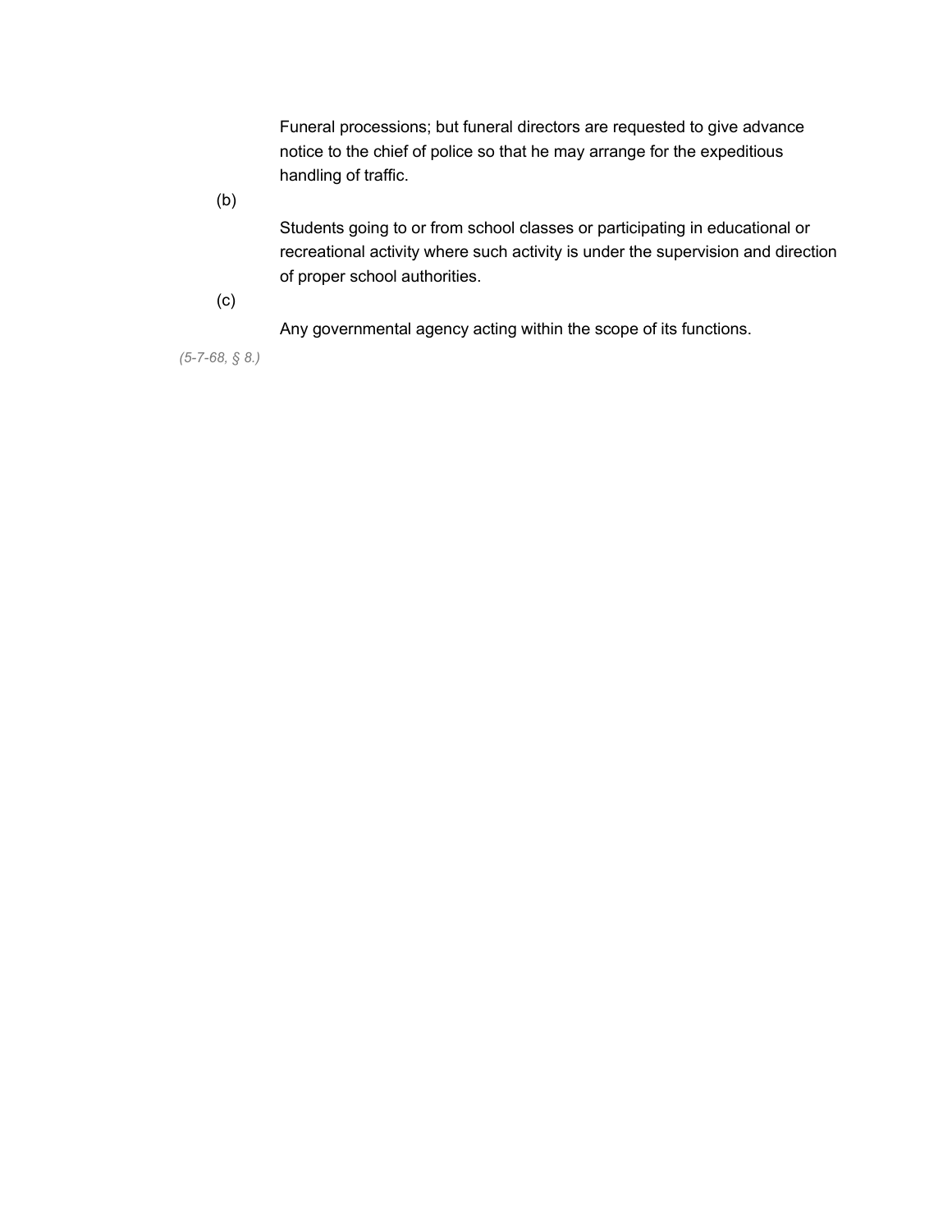Funeral processions; but funeral directors are requested to give advance notice to the chief of police so that he may arrange for the expeditious handling of traffic.

(b)

Students going to or from school classes or participating in educational or recreational activity where such activity is under the supervision and direction of proper school authorities.

(c)

Any governmental agency acting within the scope of its functions.

*(5-7-68, § 8.)*